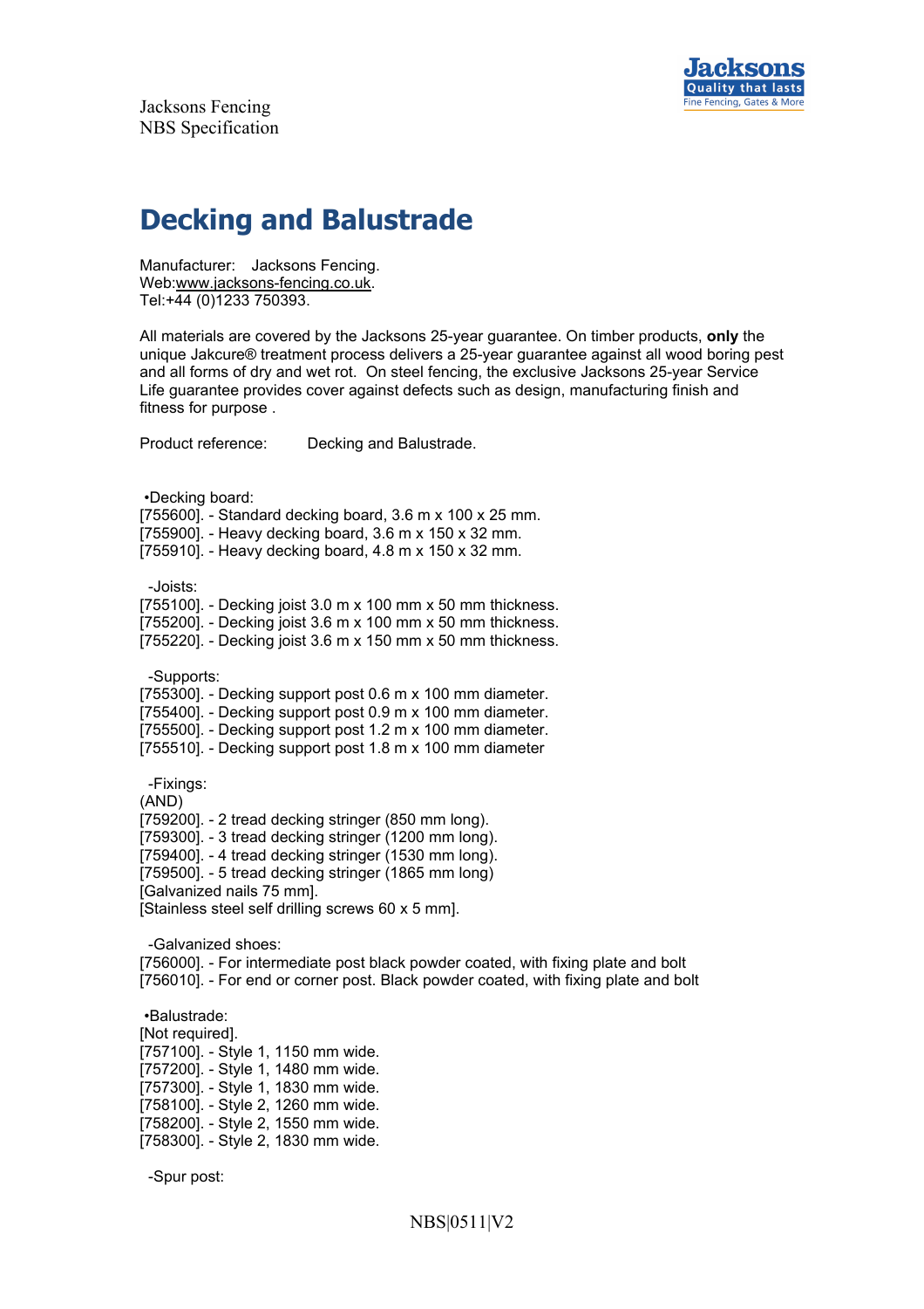Jacksons Fencing
NBS Specification

# Decking and Balustrade

Manufacturer: Jacksons Fencing.
Web:www.jacksons-fencing.co.uk.
Tel:+44 (0)1233 750393.

All materials are covered by the Jacksons 25-year guarantee. On timber products, **only** the unique Jakcure® treatment process delivers a 25-year guarantee against all wood boring pest and all forms of dry and wet rot. On steel fencing, the exclusive Jacksons 25-year Service Life guarantee provides cover against defects such as design, manufacturing finish and fitness for purpose .

Product reference: Decking and Balustrade.

•Decking board:
[755600]. - Standard decking board, 3.6 m x 100 x 25 mm.
[755900]. - Heavy decking board, 3.6 m x 150 x 32 mm.
[755910]. - Heavy decking board, 4.8 m x 150 x 32 mm.

-Joists:
[755100]. - Decking joist 3.0 m x 100 mm x 50 mm thickness.
[755200]. - Decking joist 3.6 m x 100 mm x 50 mm thickness.
[755220]. - Decking joist 3.6 m x 150 mm x 50 mm thickness.

-Supports:
[755300]. - Decking support post 0.6 m x 100 mm diameter.
[755400]. - Decking support post 0.9 m x 100 mm diameter.
[755500]. - Decking support post 1.2 m x 100 mm diameter.
[755510]. - Decking support post 1.8 m x 100 mm diameter

-Fixings:
(AND)
[759200]. - 2 tread decking stringer (850 mm long).
[759300]. - 3 tread decking stringer (1200 mm long).
[759400]. - 4 tread decking stringer (1530 mm long).
[759500]. - 5 tread decking stringer (1865 mm long)
[Galvanized nails 75 mm].
[Stainless steel self drilling screws 60 x 5 mm].

-Galvanized shoes:
[756000]. - For intermediate post black powder coated, with fixing plate and bolt
[756010]. - For end or corner post. Black powder coated, with fixing plate and bolt

•Balustrade:
[Not required].
[757100]. - Style 1, 1150 mm wide.
[757200]. - Style 1, 1480 mm wide.
[757300]. - Style 1, 1830 mm wide.
[758100]. - Style 2, 1260 mm wide.
[758200]. - Style 2, 1550 mm wide.
[758300]. - Style 2, 1830 mm wide.

-Spur post: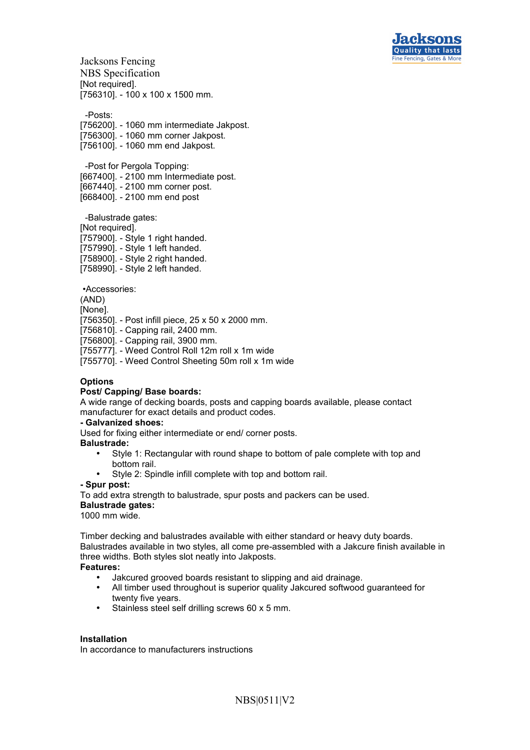Jacksons Fencing
NBS Specification
[Not required].
[756310]. - 100 x 100 x 1500 mm.

-Posts:
[756200]. - 1060 mm intermediate Jakpost.
[756300]. - 1060 mm corner Jakpost.
[756100]. - 1060 mm end Jakpost.

-Post for Pergola Topping:
[667400]. - 2100 mm Intermediate post.
[667440]. - 2100 mm corner post.
[668400]. - 2100 mm end post

-Balustrade gates:
[Not required].
[757900]. - Style 1 right handed.
[757990]. - Style 1 left handed.
[758900]. - Style 2 right handed.
[758990]. - Style 2 left handed.

•Accessories:
(AND)
[None].
[756350]. - Post infill piece, 25 x 50 x 2000 mm.
[756810]. - Capping rail, 2400 mm.
[756800]. - Capping rail, 3900 mm.
[755777]. - Weed Control Roll 12m roll x 1m wide
[755770]. - Weed Control Sheeting 50m roll x 1m wide

**Options**
**Post/ Capping/ Base boards:**
A wide range of decking boards, posts and capping boards available, please contact manufacturer for exact details and product codes.
**- Galvanized shoes:**
Used for fixing either intermediate or end/ corner posts.
**Balustrade:**

- Style 1: Rectangular with round shape to bottom of pale complete with top and bottom rail.
- Style 2: Spindle infill complete with top and bottom rail.

**- Spur post:**
To add extra strength to balustrade, spur posts and packers can be used.
**Balustrade gates:**
1000 mm wide.

Timber decking and balustrades available with either standard or heavy duty boards. Balustrades available in two styles, all come pre-assembled with a Jakcure finish available in three widths. Both styles slot neatly into Jakposts.
**Features:**

- Jakcured grooved boards resistant to slipping and aid drainage.
- All timber used throughout is superior quality Jakcured softwood guaranteed for twenty five years.
- Stainless steel self drilling screws 60 x 5 mm.

**Installation**
In accordance to manufacturers instructions

NBS|0511|V2